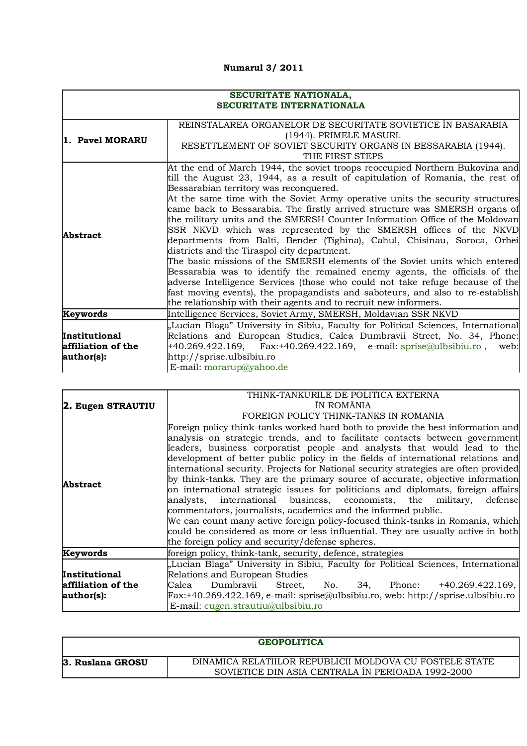**Numarul 3/ 2011**

| SECURITATE NATIONALA, SECURITATE INTERNATIONALA | |
|---|---|
| **1. Pavel MORARU** | REINSTALAREA ORGANELOR DE SECURITATE SOVIETICE ÎN BASARABIA (1944). PRIMELE MASURI. RESETTLEMENT OF SOVIET SECURITY ORGANS IN BESSARABIA (1944). THE FIRST STEPS |
| **Abstract** | At the end of March 1944, the soviet troops reoccupied Northern Bukovina and till the August 23, 1944, as a result of capitulation of Romania, the rest of Bessarabian territory was reconquered.<br>At the same time with the Soviet Army operative units the security structures came back to Bessarabia. The firstly arrived structure was SMERSH organs of the military units and the SMERSH Counter Information Office of the Moldovan SSR NKVD which was represented by the SMERSH offices of the NKVD departments from Balti, Bender (Tighina), Cahul, Chisinau, Soroca, Orhei districts and the Tiraspol city department.<br>The basic missions of the SMERSH elements of the Soviet units which entered Bessarabia was to identify the remained enemy agents, the officials of the adverse Intelligence Services (those who could not take refuge because of the fast moving events), the propagandists and saboteurs, and also to re-establish the relationship with their agents and to recruit new informers. |
| **Keywords** | Intelligence Services, Soviet Army, SMERSH, Moldavian SSR NKVD |
| **Institutional affiliation of the author(s):** | „Lucian Blaga" University in Sibiu, Faculty for Political Sciences, International Relations and European Studies, Calea Dumbravii Street, No. 34, Phone: +40.269.422.169, Fax:+40.269.422.169, e-mail: sprise@ulbsibiu.ro , web: http://sprise.ulbsibiu.ro<br>E-mail: morarup@yahoo.de |

| **2. Eugen STRAUTIU** | THINK-TANKURILE DE POLITICA EXTERNA ÎN ROMÂNIA FOREIGN POLICY THINK-TANKS IN ROMANIA |
|---|---|
| **Abstract** | Foreign policy think-tanks worked hard both to provide the best information and analysis on strategic trends, and to facilitate contacts between government leaders, business corporatist people and analysts that would lead to the development of better public policy in the fields of international relations and international security. Projects for National security strategies are often provided by think-tanks. They are the primary source of accurate, objective information on international strategic issues for politicians and diplomats, foreign affairs analysts, international business, economists, the military, defense commentators, journalists, academics and the informed public.<br>We can count many active foreign policy-focused think-tanks in Romania, which could be considered as more or less influential. They are usually active in both the foreign policy and security/defense spheres. |
| **Keywords** | foreign policy, think-tank, security, defence, strategies |
| **Institutional affiliation of the author(s):** | „Lucian Blaga" University in Sibiu, Faculty for Political Sciences, International Relations and European Studies<br>Calea Dumbravii Street, No. 34, Phone: +40.269.422.169, Fax:+40.269.422.169, e-mail: sprise@ulbsibiu.ro, web: http://sprise.ulbsibiu.ro<br>E-mail: eugen.strautiu@ulbsibiu.ro |

| GEOPOLITICA | |
|---|---|
| **3. Ruslana GROSU** | DINAMICA RELATIILOR REPUBLICII MOLDOVA CU FOSTELE STATE SOVIETICE DIN ASIA CENTRALA ÎN PERIOADA 1992-2000 |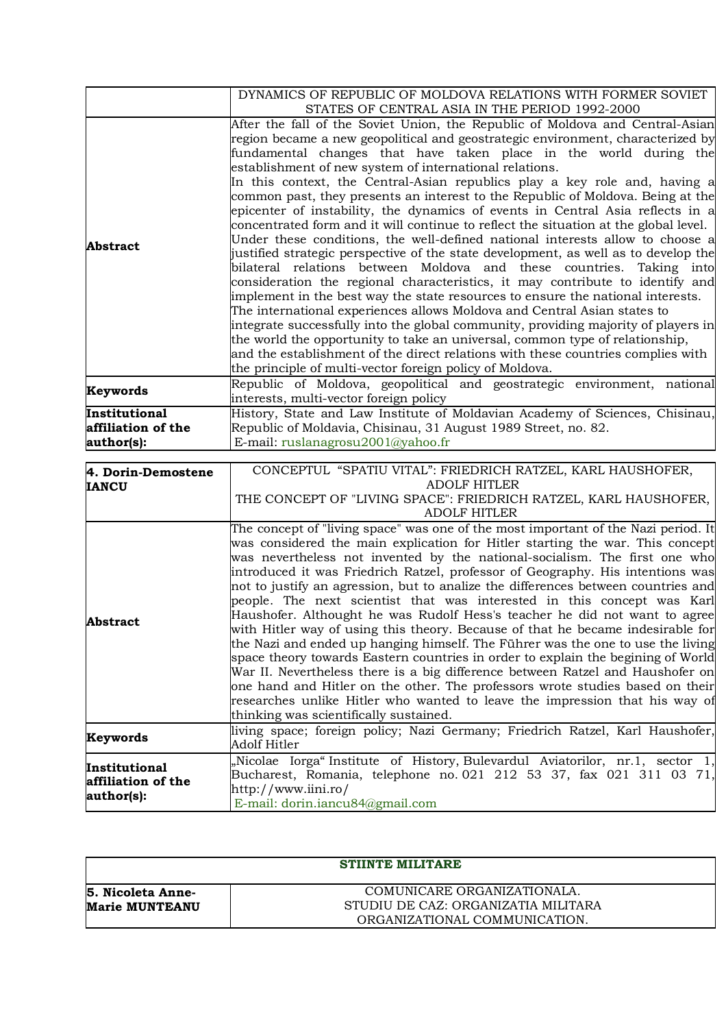| | DYNAMICS OF REPUBLIC OF MOLDOVA RELATIONS WITH FORMER SOVIET STATES OF CENTRAL ASIA IN THE PERIOD 1992-2000 |
|---|---|
| **Abstract** | After the fall of the Soviet Union, the Republic of Moldova and Central-Asian region became a new geopolitical and geostrategic environment, characterized by fundamental changes that have taken place in the world during the establishment of new system of international relations.<br>In this context, the Central-Asian republics play a key role and, having a common past, they presents an interest to the Republic of Moldova. Being at the epicenter of instability, the dynamics of events in Central Asia reflects in a concentrated form and it will continue to reflect the situation at the global level. Under these conditions, the well-defined national interests allow to choose a justified strategic perspective of the state development, as well as to develop the bilateral relations between Moldova and these countries. Taking into consideration the regional characteristics, it may contribute to identify and implement in the best way the state resources to ensure the national interests. The international experiences allows Moldova and Central Asian states to integrate successfully into the global community, providing majority of players in the world the opportunity to take an universal, common type of relationship, and the establishment of the direct relations with these countries complies with the principle of multi-vector foreign policy of Moldova. |
| **Keywords** | Republic of Moldova, geopolitical and geostrategic environment, national interests, multi-vector foreign policy |
| **Institutional affiliation of the author(s):** | History, State and Law Institute of Moldavian Academy of Sciences, Chisinau, Republic of Moldavia, Chisinau, 31 August 1989 Street, no. 82.<br>E-mail: ruslanagrosu2001@yahoo.fr |

| **4. Dorin-Demostene IANCU** | CONCEPTUL "SPATIU VITAL": FRIEDRICH RATZEL, KARL HAUSHOFER, ADOLF HITLER<br>THE CONCEPT OF "LIVING SPACE": FRIEDRICH RATZEL, KARL HAUSHOFER, ADOLF HITLER |
|---|---|
| **Abstract** | The concept of "living space" was one of the most important of the Nazi period. It was considered the main explication for Hitler starting the war. This concept was nevertheless not invented by the national-socialism. The first one who introduced it was Friedrich Ratzel, professor of Geography. His intentions was not to justify an agression, but to analize the differences between countries and people. The next scientist that was interested in this concept was Karl Haushofer. Althought he was Rudolf Hess's teacher he did not want to agree with Hitler way of using this theory. Because of that he became indesirable for the Nazi and ended up hanging himself. The Führer was the one to use the living space theory towards Eastern countries in order to explain the begining of World War II. Nevertheless there is a big difference between Ratzel and Haushofer on one hand and Hitler on the other. The professors wrote studies based on their researches unlike Hitler who wanted to leave the impression that his way of thinking was scientifically sustained. |
| **Keywords** | living space; foreign policy; Nazi Germany; Friedrich Ratzel, Karl Haushofer, Adolf Hitler |
| **Institutional affiliation of the author(s):** | „Nicolae Iorga" Institute of History, Bulevardul Aviatorilor, nr.1, sector 1, Bucharest, Romania, telephone no. 021 212 53 37, fax 021 311 03 71, http://www.iini.ro/<br>E-mail: dorin.iancu84@gmail.com |

| **STIINTE MILITARE** | |
|---|---|
| **5. Nicoleta Anne-Marie MUNTEANU** | COMUNICARE ORGANIZATIONALA.<br>STUDIU DE CAZ: ORGANIZATIA MILITARA<br>ORGANIZATIONAL COMMUNICATION. |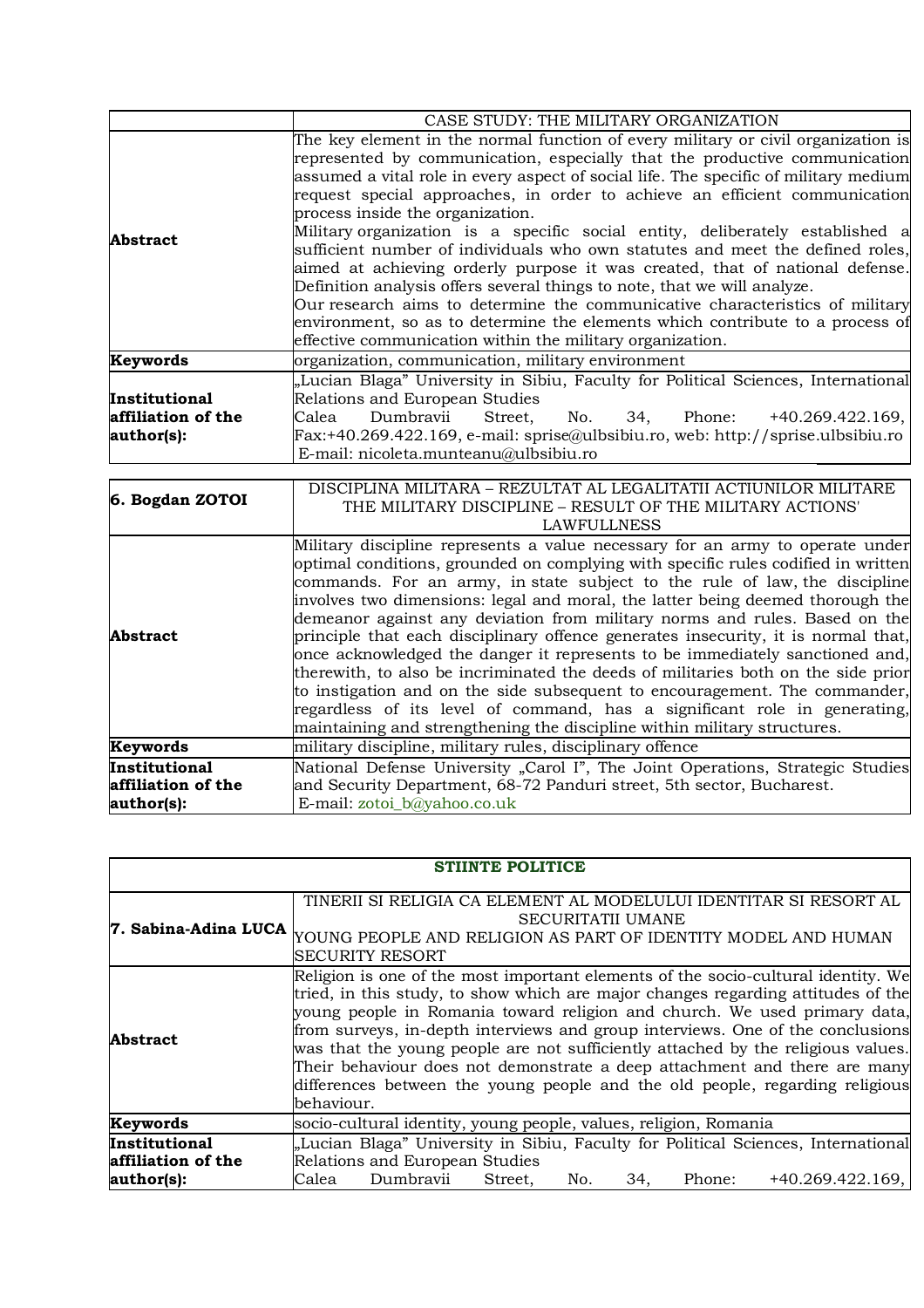| | CASE STUDY: THE MILITARY ORGANIZATION |
|---|---|
| **Abstract** | The key element in the normal function of every military or civil organization is represented by communication, especially that the productive communication assumed a vital role in every aspect of social life. The specific of military medium request special approaches, in order to achieve an efficient communication process inside the organization.<br>Military organization is a specific social entity, deliberately established a sufficient number of individuals who own statutes and meet the defined roles, aimed at achieving orderly purpose it was created, that of national defense. Definition analysis offers several things to note, that we will analyze.<br>Our research aims to determine the communicative characteristics of military environment, so as to determine the elements which contribute to a process of effective communication within the military organization. |
| **Keywords** | organization, communication, military environment |
| **Institutional affiliation of the author(s):** | „Lucian Blaga" University in Sibiu, Faculty for Political Sciences, International Relations and European Studies<br>Calea Dumbravii Street, No. 34, Phone: +40.269.422.169, Fax:+40.269.422.169, e-mail: sprise@ulbsibiu.ro, web: http://sprise.ulbsibiu.ro<br>E-mail: nicoleta.munteanu@ulbsibiu.ro |

| **6. Bogdan ZOTOI** | DISCIPLINA MILITARA – REZULTAT AL LEGALITATII ACTIUNILOR MILITARE<br>THE MILITARY DISCIPLINE – RESULT OF THE MILITARY ACTIONS' LAWFULLNESS |
|---|---|
| **Abstract** | Military discipline represents a value necessary for an army to operate under optimal conditions, grounded on complying with specific rules codified in written commands. For an army, in state subject to the rule of law, the discipline involves two dimensions: legal and moral, the latter being deemed thorough the demeanor against any deviation from military norms and rules. Based on the principle that each disciplinary offence generates insecurity, it is normal that, once acknowledged the danger it represents to be immediately sanctioned and, therewith, to also be incriminated the deeds of militaries both on the side prior to instigation and on the side subsequent to encouragement. The commander, regardless of its level of command, has a significant role in generating, maintaining and strengthening the discipline within military structures. |
| **Keywords** | military discipline, military rules, disciplinary offence |
| **Institutional affiliation of the author(s):** | National Defense University „Carol I", The Joint Operations, Strategic Studies and Security Department, 68-72 Panduri street, 5th sector, Bucharest.<br>E-mail: zotoi_b@yahoo.co.uk |

| **STIINTE POLITICE** | |
|---|---|
| **7. Sabina-Adina LUCA** | TINERII SI RELIGIA CA ELEMENT AL MODELULUI IDENTITAR SI RESORT AL SECURITATII UMANE<br>YOUNG PEOPLE AND RELIGION AS PART OF IDENTITY MODEL AND HUMAN SECURITY RESORT |
| **Abstract** | Religion is one of the most important elements of the socio-cultural identity. We tried, in this study, to show which are major changes regarding attitudes of the young people in Romania toward religion and church. We used primary data, from surveys, in-depth interviews and group interviews. One of the conclusions was that the young people are not sufficiently attached by the religious values. Their behaviour does not demonstrate a deep attachment and there are many differences between the young people and the old people, regarding religious behaviour. |
| **Keywords** | socio-cultural identity, young people, values, religion, Romania |
| **Institutional affiliation of the author(s):** | „Lucian Blaga" University in Sibiu, Faculty for Political Sciences, International Relations and European Studies<br>Calea Dumbravii Street, No. 34, Phone: +40.269.422.169, |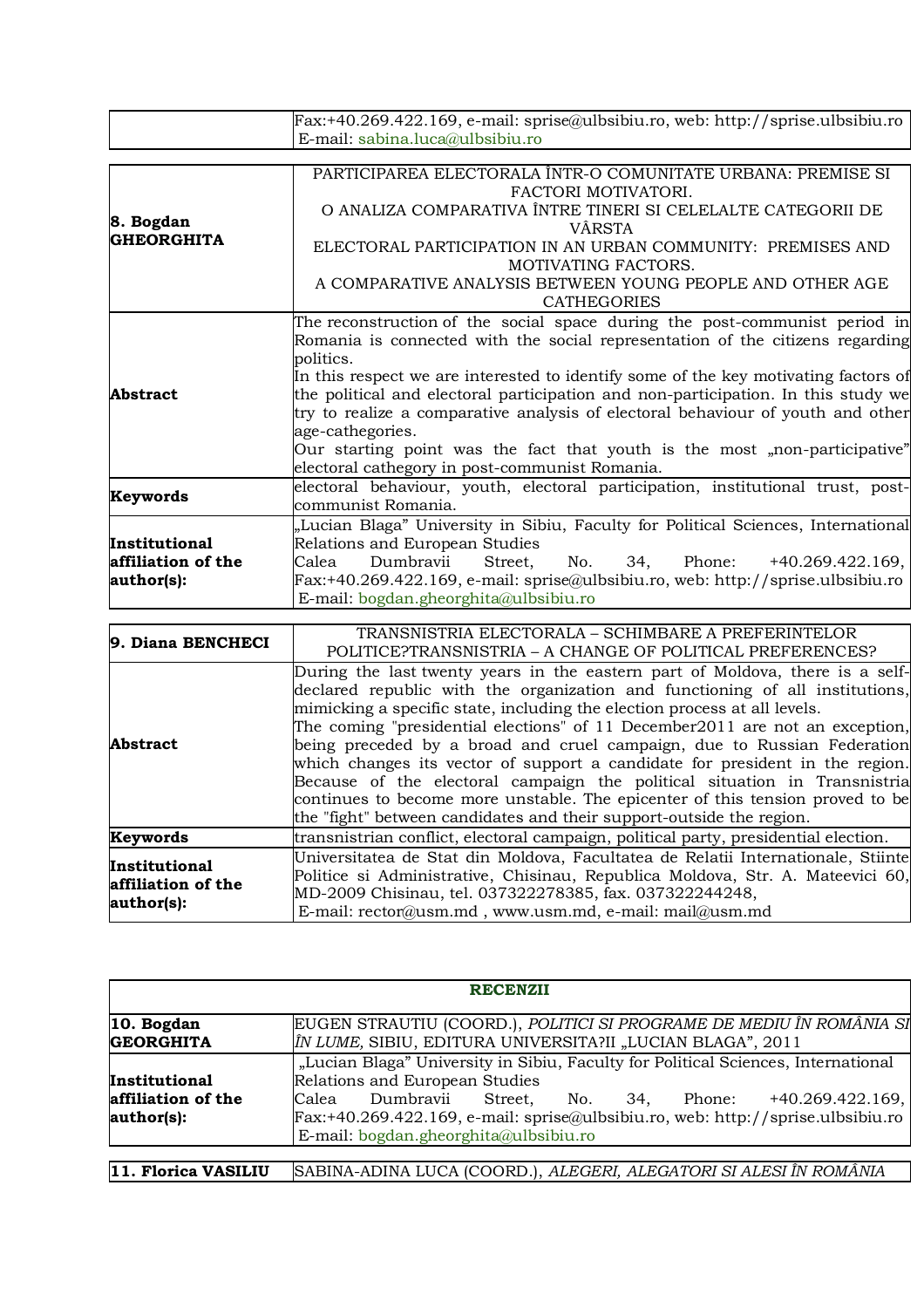| | |
|---|---|
| | Fax:+40.269.422.169, e-mail: sprise@ulbsibiu.ro, web: http://sprise.ulbsibiu.ro<br>E-mail: sabina.luca@ulbsibiu.ro |

| | |
|---|---|
| **8. Bogdan GHEORGHITA** | PARTICIPAREA ELECTORALA ÎNTR-O COMUNITATE URBANA: PREMISE SI FACTORI MOTIVATORI.<br>O ANALIZA COMPARATIVA ÎNTRE TINERI SI CELELALTE CATEGORII DE VÂRSTA<br>ELECTORAL PARTICIPATION IN AN URBAN COMMUNITY: PREMISES AND MOTIVATING FACTORS.<br>A COMPARATIVE ANALYSIS BETWEEN YOUNG PEOPLE AND OTHER AGE CATHEGORIES |
| **Abstract** | The reconstruction of the social space during the post-communist period in Romania is connected with the social representation of the citizens regarding politics.<br>In this respect we are interested to identify some of the key motivating factors of the political and electoral participation and non-participation. In this study we try to realize a comparative analysis of electoral behaviour of youth and other age-cathegories.<br>Our starting point was the fact that youth is the most „non-participative" electoral cathegory in post-communist Romania. |
| **Keywords** | electoral behaviour, youth, electoral participation, institutional trust, post-communist Romania. |
| **Institutional affiliation of the author(s):** | „Lucian Blaga" University in Sibiu, Faculty for Political Sciences, International Relations and European Studies<br>Calea Dumbravii Street, No. 34, Phone: +40.269.422.169, Fax:+40.269.422.169, e-mail: sprise@ulbsibiu.ro, web: http://sprise.ulbsibiu.ro<br>E-mail: bogdan.gheorghita@ulbsibiu.ro |

| | |
|---|---|
| **9. Diana BENCHECI** | TRANSNISTRIA ELECTORALA – SCHIMBARE A PREFERINTELOR POLITICE?TRANSNISTRIA – A CHANGE OF POLITICAL PREFERENCES? |
| **Abstract** | During the last twenty years in the eastern part of Moldova, there is a self-declared republic with the organization and functioning of all institutions, mimicking a specific state, including the election process at all levels.<br>The coming "presidential elections" of 11 December2011 are not an exception, being preceded by a broad and cruel campaign, due to Russian Federation which changes its vector of support a candidate for president in the region. Because of the electoral campaign the political situation in Transnistria continues to become more unstable. The epicenter of this tension proved to be the "fight" between candidates and their support-outside the region. |
| **Keywords** | transnistrian conflict, electoral campaign, political party, presidential election. |
| **Institutional affiliation of the author(s):** | Universitatea de Stat din Moldova, Facultatea de Relatii Internationale, Stiinte Politice si Administrative, Chisinau, Republica Moldova, Str. A. Mateevici 60, MD-2009 Chisinau, tel. 037322278385, fax. 037322244248,<br>E-mail: rector@usm.md , www.usm.md, e-mail: mail@usm.md |

| **RECENZII** | |
|---|---|
| **10. Bogdan GEORGHITA** | EUGEN STRAUTIU (COORD.), *POLITICI SI PROGRAME DE MEDIU ÎN ROMÂNIA SI ÎN LUME,* SIBIU, EDITURA UNIVERSITA?II „LUCIAN BLAGA", 2011 |
| **Institutional affiliation of the author(s):** | „Lucian Blaga" University in Sibiu, Faculty for Political Sciences, International Relations and European Studies<br>Calea Dumbravii Street, No. 34, Phone: +40.269.422.169, Fax:+40.269.422.169, e-mail: sprise@ulbsibiu.ro, web: http://sprise.ulbsibiu.ro<br>E-mail: bogdan.gheorghita@ulbsibiu.ro |

| | |
|---|---|
| **11. Florica VASILIU** | SABINA-ADINA LUCA (COORD.), *ALEGERI, ALEGATORI SI ALESI ÎN ROMÂNIA* |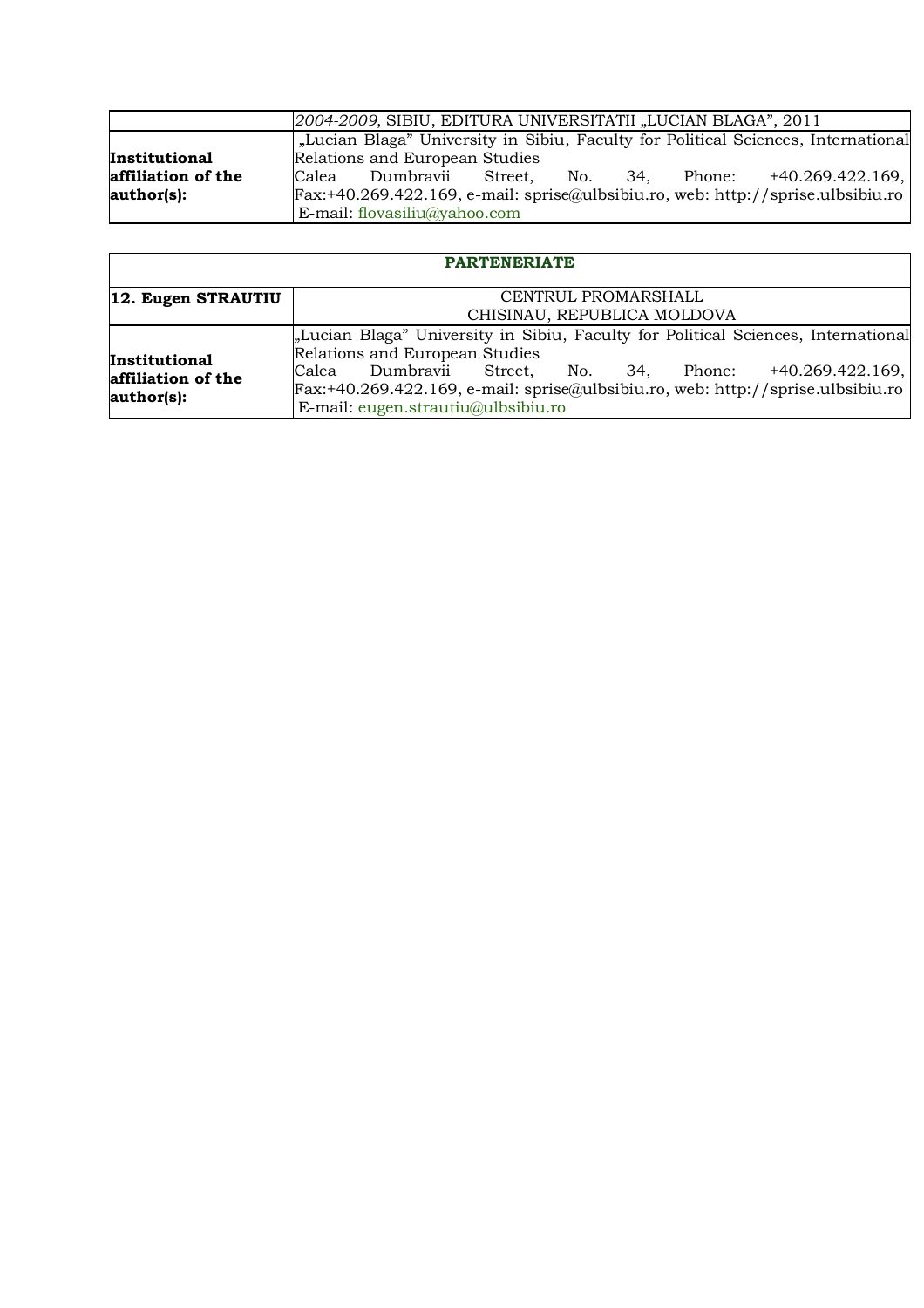| | |
|---|---|
| | *2004-2009*, SIBIU, EDITURA UNIVERSITATII „LUCIAN BLAGA", 2011 |
| **Institutional affiliation of the author(s):** | „Lucian Blaga" University in Sibiu, Faculty for Political Sciences, International Relations and European Studies Calea Dumbravii Street, No. 34, Phone: +40.269.422.169, Fax:+40.269.422.169, e-mail: sprise@ulbsibiu.ro, web: http://sprise.ulbsibiu.ro E-mail: flovasiliu@yahoo.com |

| **PARTENERIATE** | |
|---|---|
| **12. Eugen STRAUTIU** | CENTRUL PROMARSHALL CHISINAU, REPUBLICA MOLDOVA |
| **Institutional affiliation of the author(s):** | „Lucian Blaga" University in Sibiu, Faculty for Political Sciences, International Relations and European Studies Calea Dumbravii Street, No. 34, Phone: +40.269.422.169, Fax:+40.269.422.169, e-mail: sprise@ulbsibiu.ro, web: http://sprise.ulbsibiu.ro E-mail: eugen.strautiu@ulbsibiu.ro |